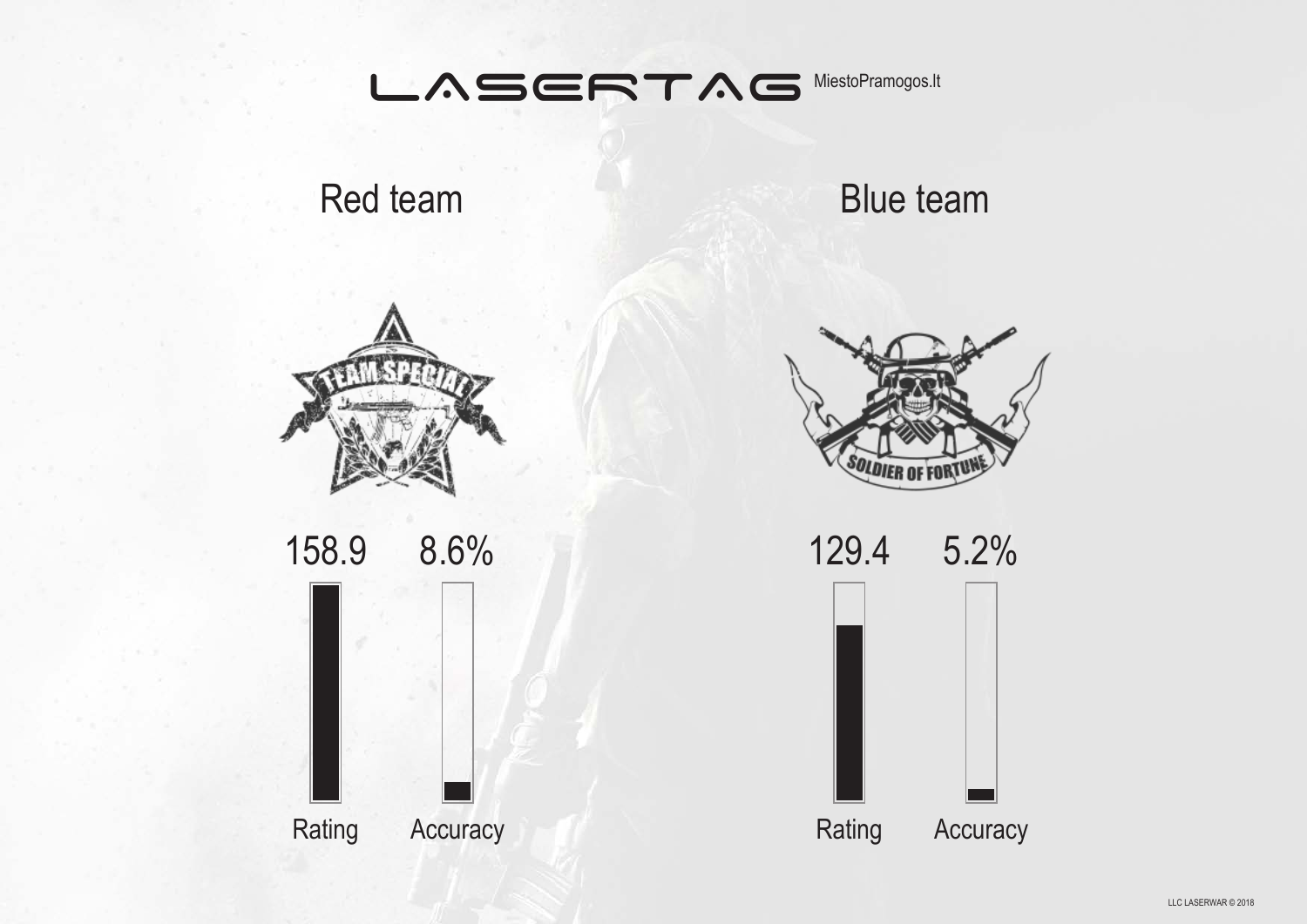# LASERTAG

MiestoPramogos.lt

## Red team

TEAM SPECIAL

| Rating | Accuracy |
| --- | --- |
| 158.9 | 8.6% |

## Blue team

SOLDIER OF FORTUNE

| Rating | Accuracy |
| --- | --- |
| 129.4 | 5.2% |

LLC LASERWAR © 2018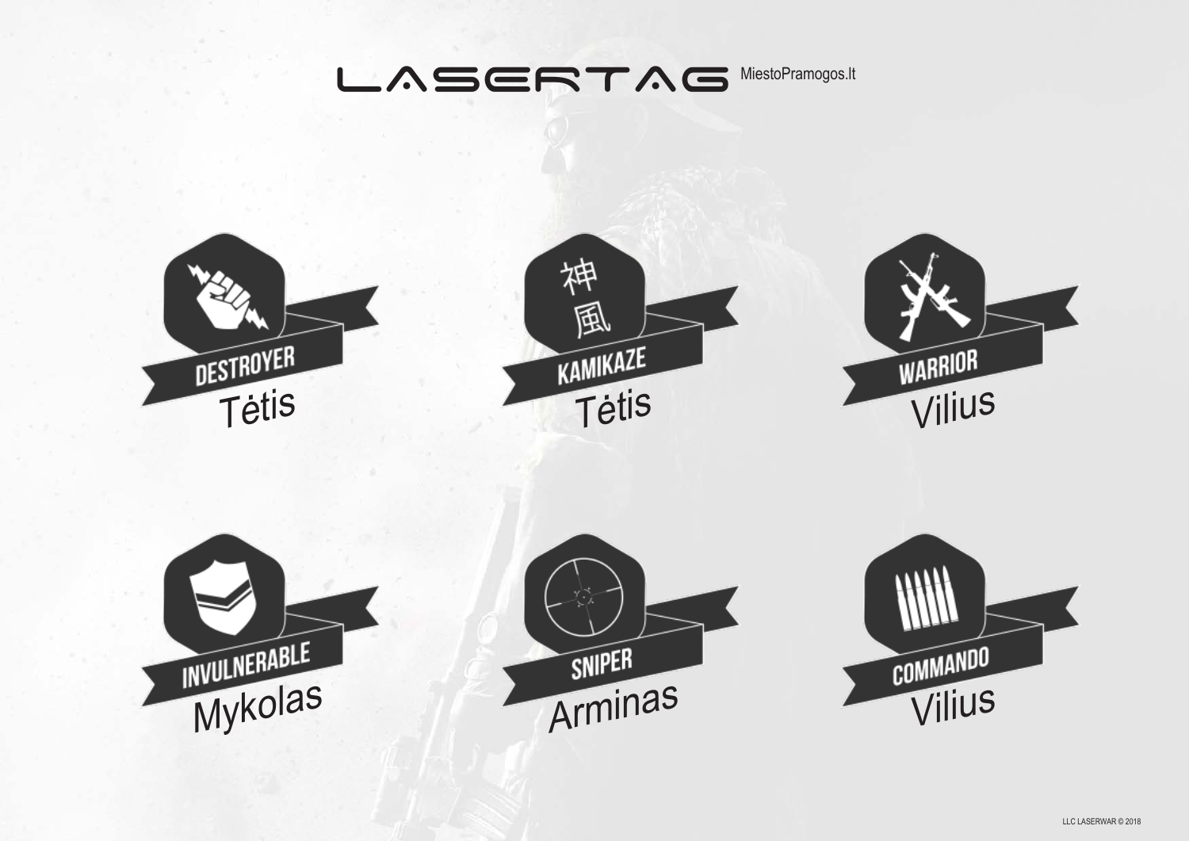# LASERTAG

MiestoPramogos.lt

神風

DESTROYER
Tėtis

KAMIKAZE
Tėtis

WARRIOR
Vilius

INVULNERABLE
Mykolas

SNIPER
Arminas

COMMANDO
Vilius

LLC LASERWAR © 2018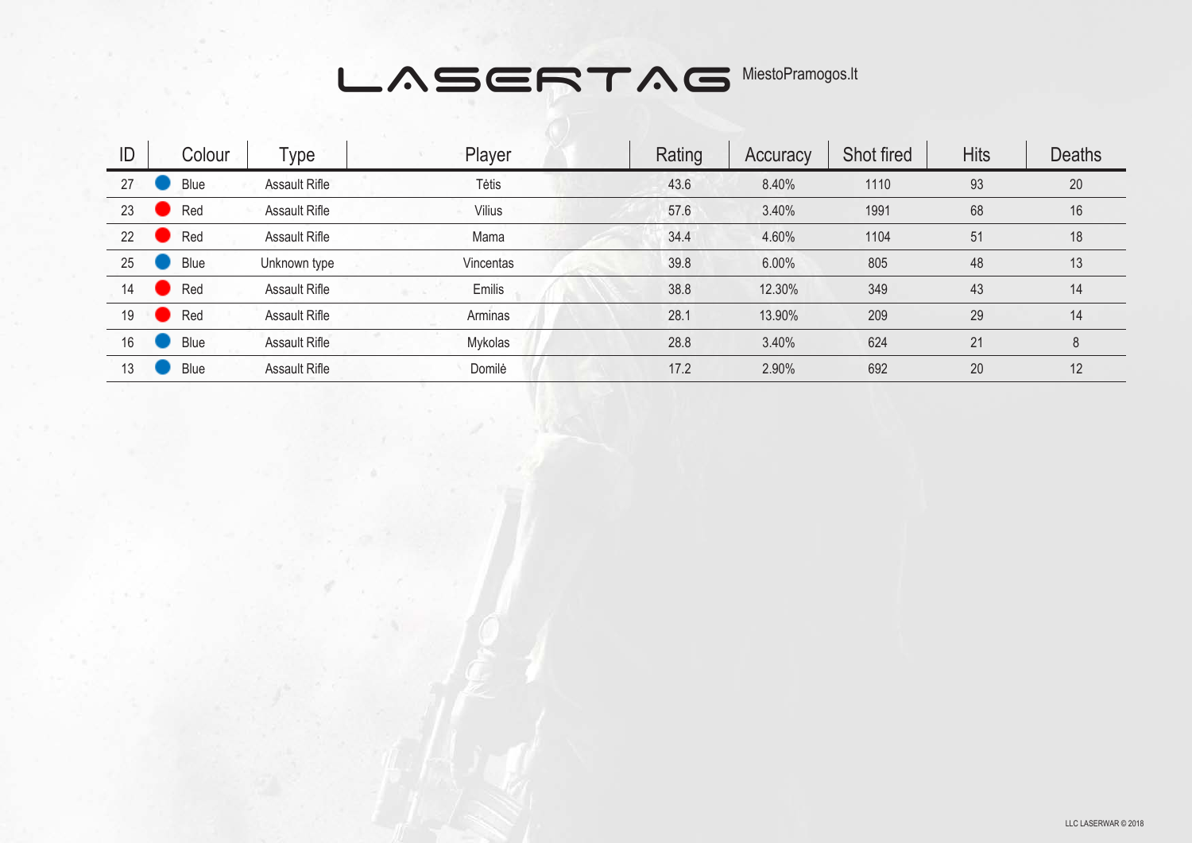# LASERTAG

MiestoPramogos.lt

| ID | Colour | Type | Player | Rating | Accuracy | Shot fired | Hits | Deaths |
|---|---|---|---|---|---|---|---|---|
| 27 | Blue | Assault Rifle | Tėtis | 43.6 | 8.40% | 1110 | 93 | 20 |
| 23 | Red | Assault Rifle | Vilius | 57.6 | 3.40% | 1991 | 68 | 16 |
| 22 | Red | Assault Rifle | Mama | 34.4 | 4.60% | 1104 | 51 | 18 |
| 25 | Blue | Unknown type | Vincentas | 39.8 | 6.00% | 805 | 48 | 13 |
| 14 | Red | Assault Rifle | Emilis | 38.8 | 12.30% | 349 | 43 | 14 |
| 19 | Red | Assault Rifle | Arminas | 28.1 | 13.90% | 209 | 29 | 14 |
| 16 | Blue | Assault Rifle | Mykolas | 28.8 | 3.40% | 624 | 21 | 8 |
| 13 | Blue | Assault Rifle | Domilė | 17.2 | 2.90% | 692 | 20 | 12 |

LLC LASERWAR © 2018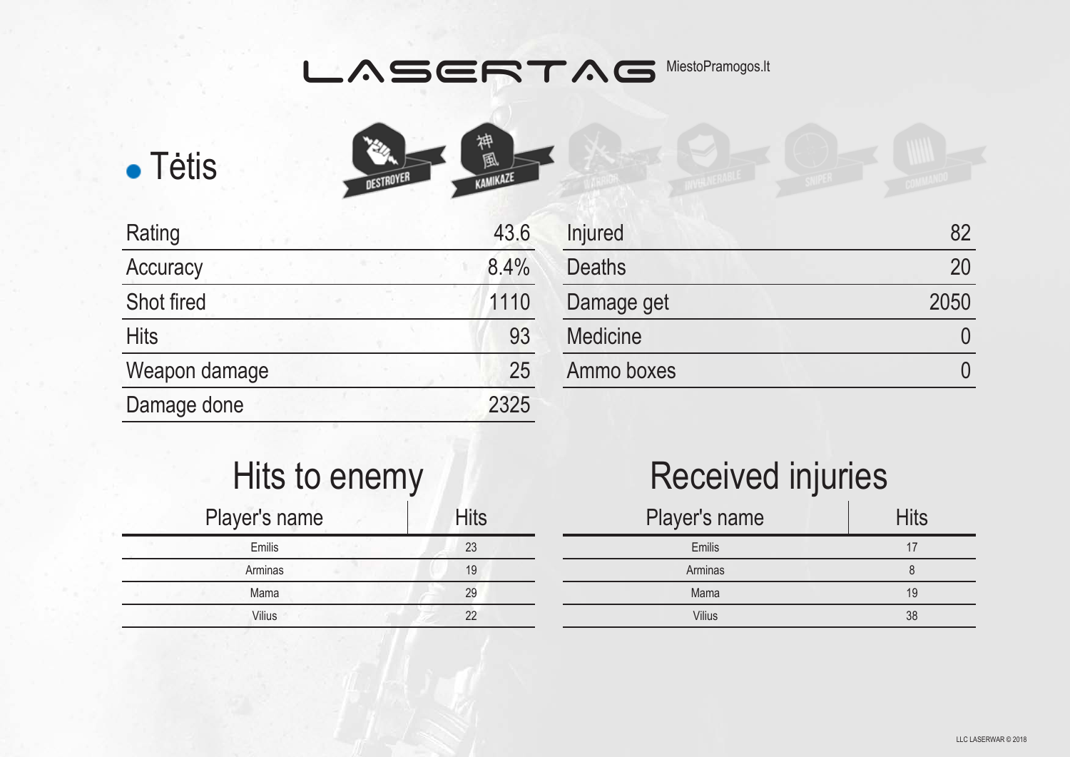# LASERTAG MiestoPramogos.lt

## Tėtis

DESTROYER KAMIKAZE WARRIOR INVULNERABLE SNIPER COMMANDO

| Rating | 43.6 |
|---|---|
| Accuracy | 8.4% |
| Shot fired | 1110 |
| Hits | 93 |
| Weapon damage | 25 |
| Damage done | 2325 |

| Injured | 82 |
|---|---|
| Deaths | 20 |
| Damage get | 2050 |
| Medicine | 0 |
| Ammo boxes | 0 |

## Hits to enemy

| Player's name | Hits |
|---|---|
| Emilis | 23 |
| Arminas | 19 |
| Mama | 29 |
| Vilius | 22 |

## Received injuries

| Player's name | Hits |
|---|---|
| Emilis | 17 |
| Arminas | 8 |
| Mama | 19 |
| Vilius | 38 |

LLC LASERWAR © 2018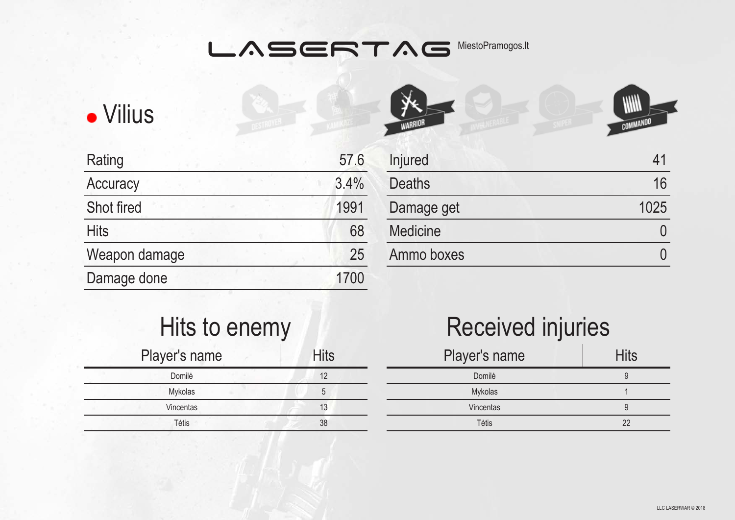# LASERTAG MiestoPramogos.lt

## Vilius

DESTROYER · KAMIKAZE · WARRIOR · INVULNERABLE · SNIPER · COMMANDO

| Rating | 57.6 |
|---|---|
| Accuracy | 3.4% |
| Shot fired | 1991 |
| Hits | 68 |
| Weapon damage | 25 |
| Damage done | 1700 |

| Injured | 41 |
|---|---|
| Deaths | 16 |
| Damage get | 1025 |
| Medicine | 0 |
| Ammo boxes | 0 |

## Hits to enemy

| Player's name | Hits |
|---|---|
| Domilė | 12 |
| Mykolas | 5 |
| Vincentas | 13 |
| Tėtis | 38 |

## Received injuries

| Player's name | Hits |
|---|---|
| Domilė | 9 |
| Mykolas | 1 |
| Vincentas | 9 |
| Tėtis | 22 |

LLC LASERWAR © 2018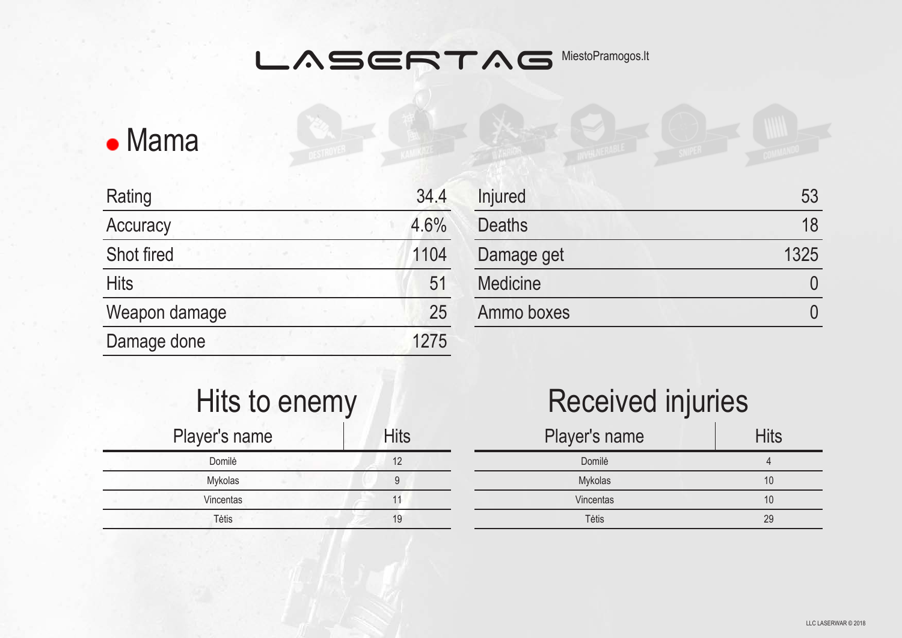# LASERTAG MiestoPramogos.lt

## ● Mama

DESTROYER KAMIKAZE WARRIOR INVULNERABLE SNIPER COMMANDO

| Rating | 34.4 |
|---|---|
| Accuracy | 4.6% |
| Shot fired | 1104 |
| Hits | 51 |
| Weapon damage | 25 |
| Damage done | 1275 |

| Injured | 53 |
|---|---|
| Deaths | 18 |
| Damage get | 1325 |
| Medicine | 0 |
| Ammo boxes | 0 |

## Hits to enemy

| Player's name | Hits |
|---|---|
| Domilė | 12 |
| Mykolas | 9 |
| Vincentas | 11 |
| Tėtis | 19 |

## Received injuries

| Player's name | Hits |
|---|---|
| Domilė | 4 |
| Mykolas | 10 |
| Vincentas | 10 |
| Tėtis | 29 |

LLC LASERWAR © 2018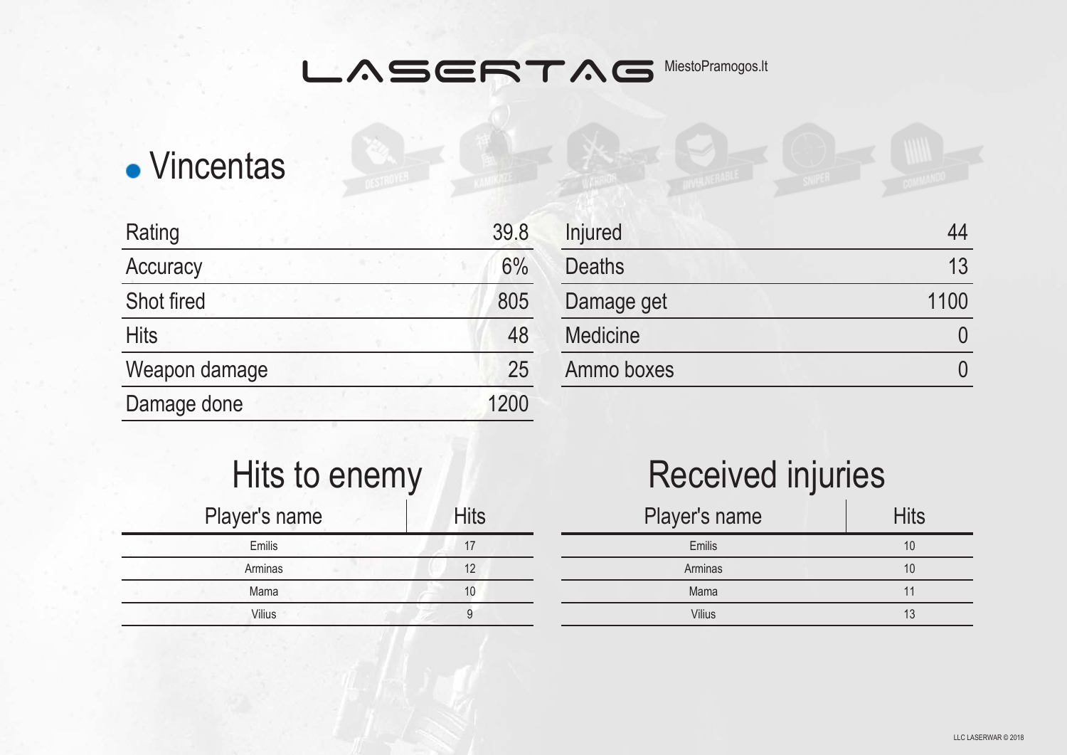# LASERTAG MiestoPramogos.lt

## Vincentas

| Rating | 39.8 |
|---|---|
| Accuracy | 6% |
| Shot fired | 805 |
| Hits | 48 |
| Weapon damage | 25 |
| Damage done | 1200 |

| Injured | 44 |
|---|---|
| Deaths | 13 |
| Damage get | 1100 |
| Medicine | 0 |
| Ammo boxes | 0 |

## Hits to enemy

| Player's name | Hits |
|---|---|
| Emilis | 17 |
| Arminas | 12 |
| Mama | 10 |
| Vilius | 9 |

## Received injuries

| Player's name | Hits |
|---|---|
| Emilis | 10 |
| Arminas | 10 |
| Mama | 11 |
| Vilius | 13 |

LLC LASERWAR © 2018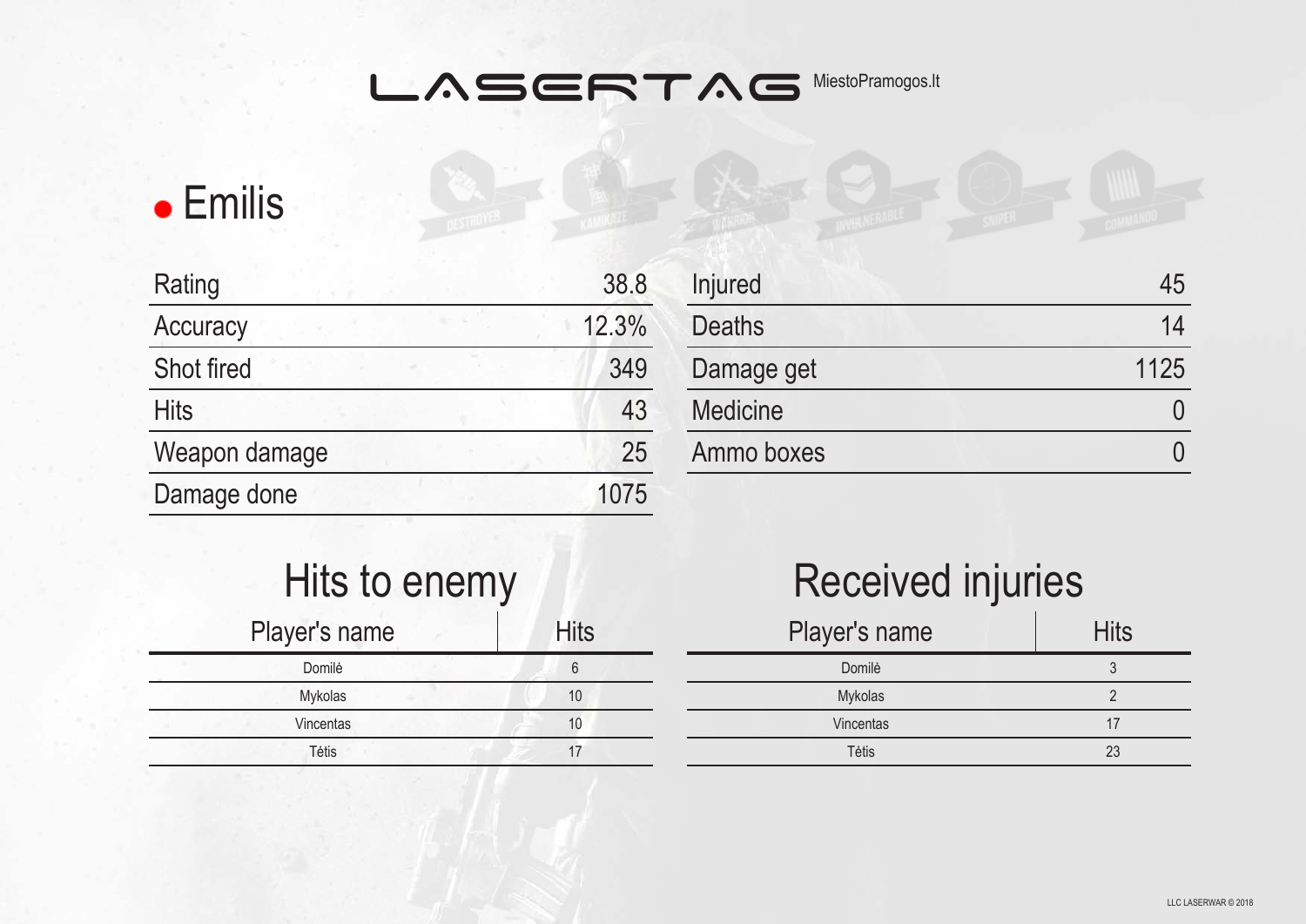# LASERTAG

MiestoPramogos.lt

## Emilis

| Rating | 38.8 |
|---|---|
| Accuracy | 12.3% |
| Shot fired | 349 |
| Hits | 43 |
| Weapon damage | 25 |
| Damage done | 1075 |

| Injured | 45 |
|---|---|
| Deaths | 14 |
| Damage get | 1125 |
| Medicine | 0 |
| Ammo boxes | 0 |

## Hits to enemy

| Player's name | Hits |
|---|---|
| Domilė | 6 |
| Mykolas | 10 |
| Vincentas | 10 |
| Tėtis | 17 |

## Received injuries

| Player's name | Hits |
|---|---|
| Domilė | 3 |
| Mykolas | 2 |
| Vincentas | 17 |
| Tėtis | 23 |

LLC LASERWAR © 2018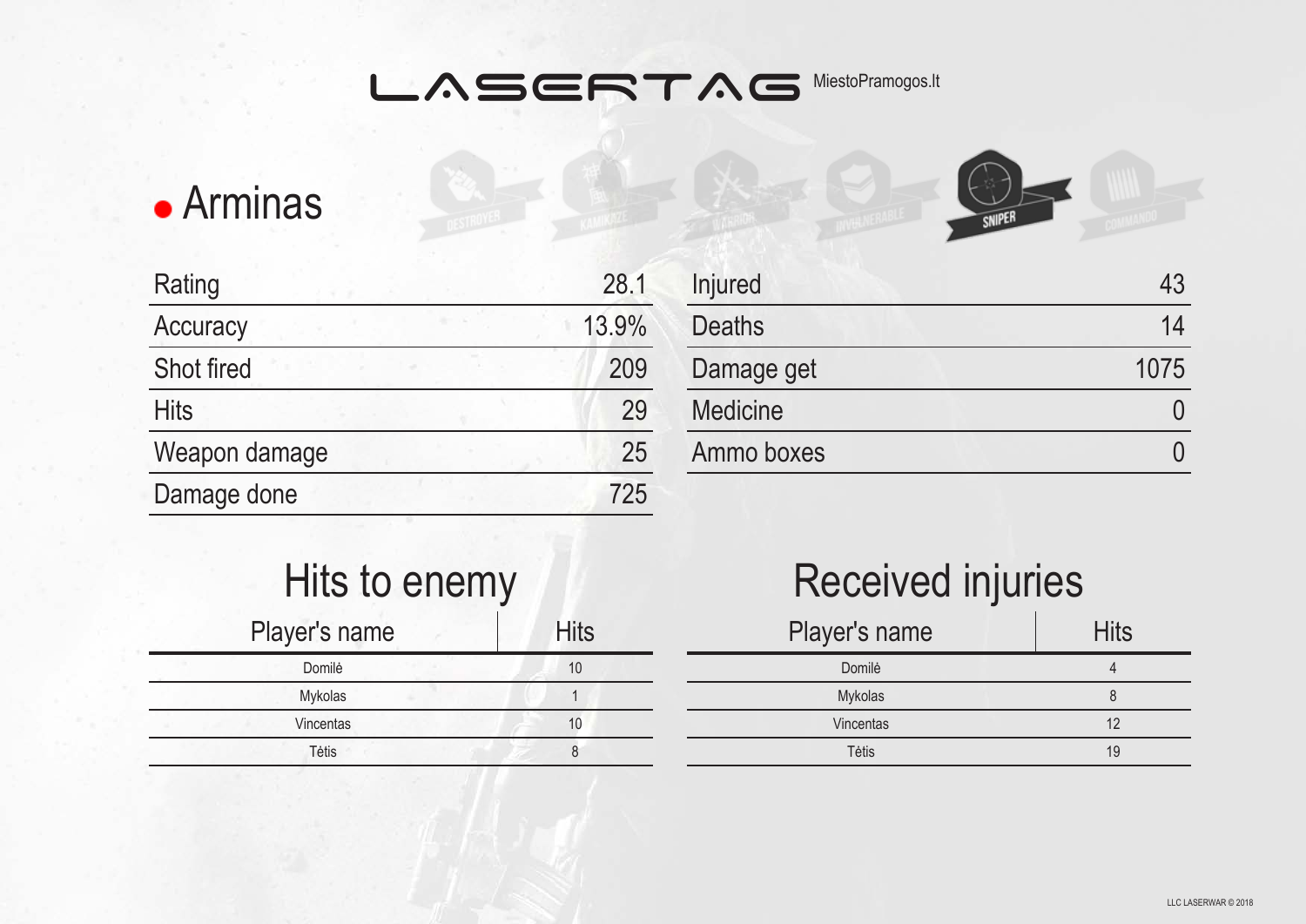# LASERTAG

MiestoPramogos.lt

## Arminas

DESTROYER · KAMIKAZE · WARRIOR · INVULNERABLE · SNIPER · COMMANDO

| Rating | 28.1 |
|---|---|
| Accuracy | 13.9% |
| Shot fired | 209 |
| Hits | 29 |
| Weapon damage | 25 |
| Damage done | 725 |

| Injured | 43 |
|---|---|
| Deaths | 14 |
| Damage get | 1075 |
| Medicine | 0 |
| Ammo boxes | 0 |

## Hits to enemy

| Player's name | Hits |
|---|---|
| Domilė | 10 |
| Mykolas | 1 |
| Vincentas | 10 |
| Tėtis | 8 |

## Received injuries

| Player's name | Hits |
|---|---|
| Domilė | 4 |
| Mykolas | 8 |
| Vincentas | 12 |
| Tėtis | 19 |

LLC LASERWAR © 2018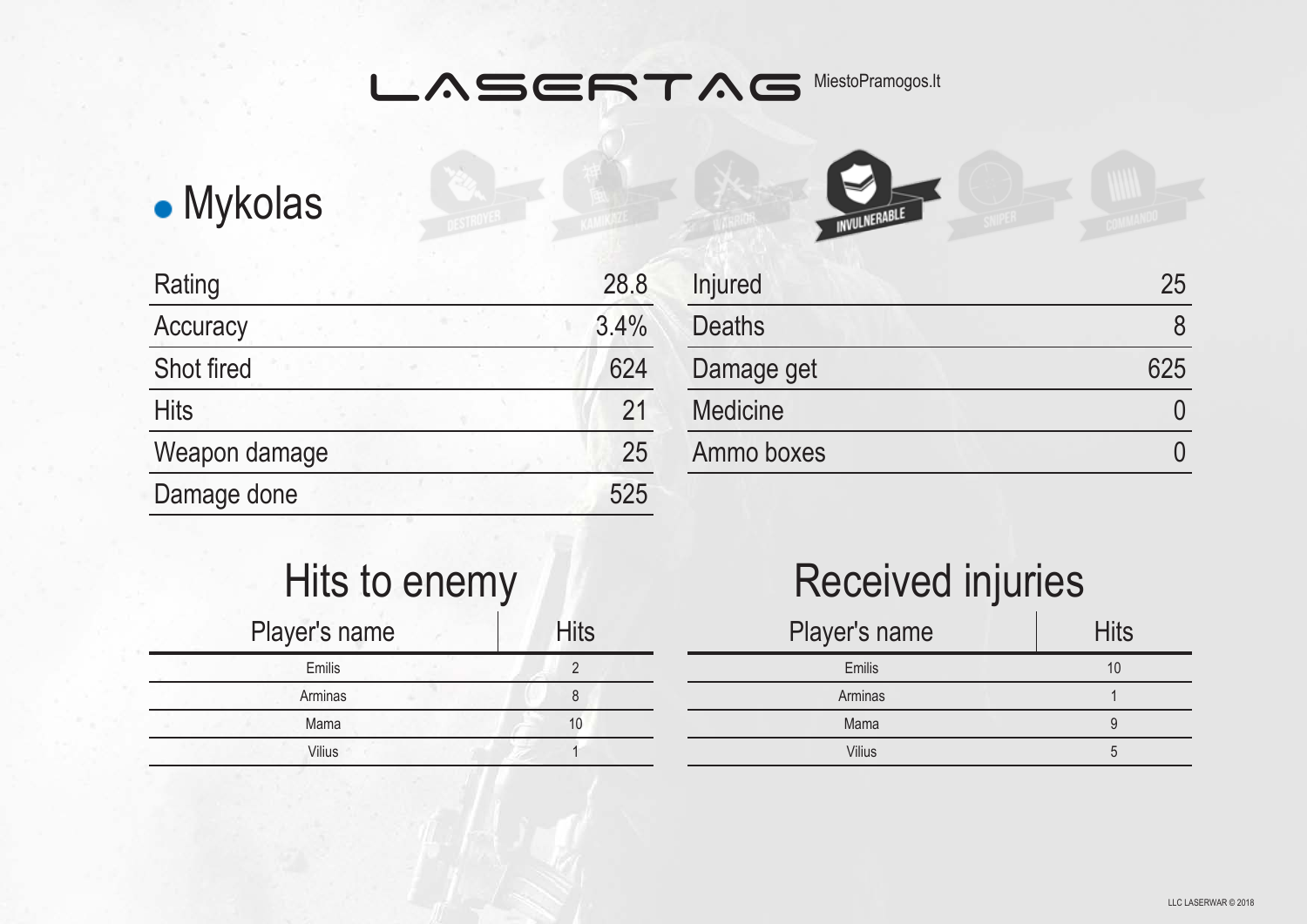LASERTAG MiestoPramogos.lt

## Mykolas

DESTROYER KAMIKAZE WARRIOR INVULNERABLE SNIPER COMMANDO

| Rating | 28.8 |
|---|---|
| Accuracy | 3.4% |
| Shot fired | 624 |
| Hits | 21 |
| Weapon damage | 25 |
| Damage done | 525 |

| Injured | 25 |
|---|---|
| Deaths | 8 |
| Damage get | 625 |
| Medicine | 0 |
| Ammo boxes | 0 |

## Hits to enemy

| Player's name | Hits |
|---|---|
| Emilis | 2 |
| Arminas | 8 |
| Mama | 10 |
| Vilius | 1 |

## Received injuries

| Player's name | Hits |
|---|---|
| Emilis | 10 |
| Arminas | 1 |
| Mama | 9 |
| Vilius | 5 |

LLC LASERWAR © 2018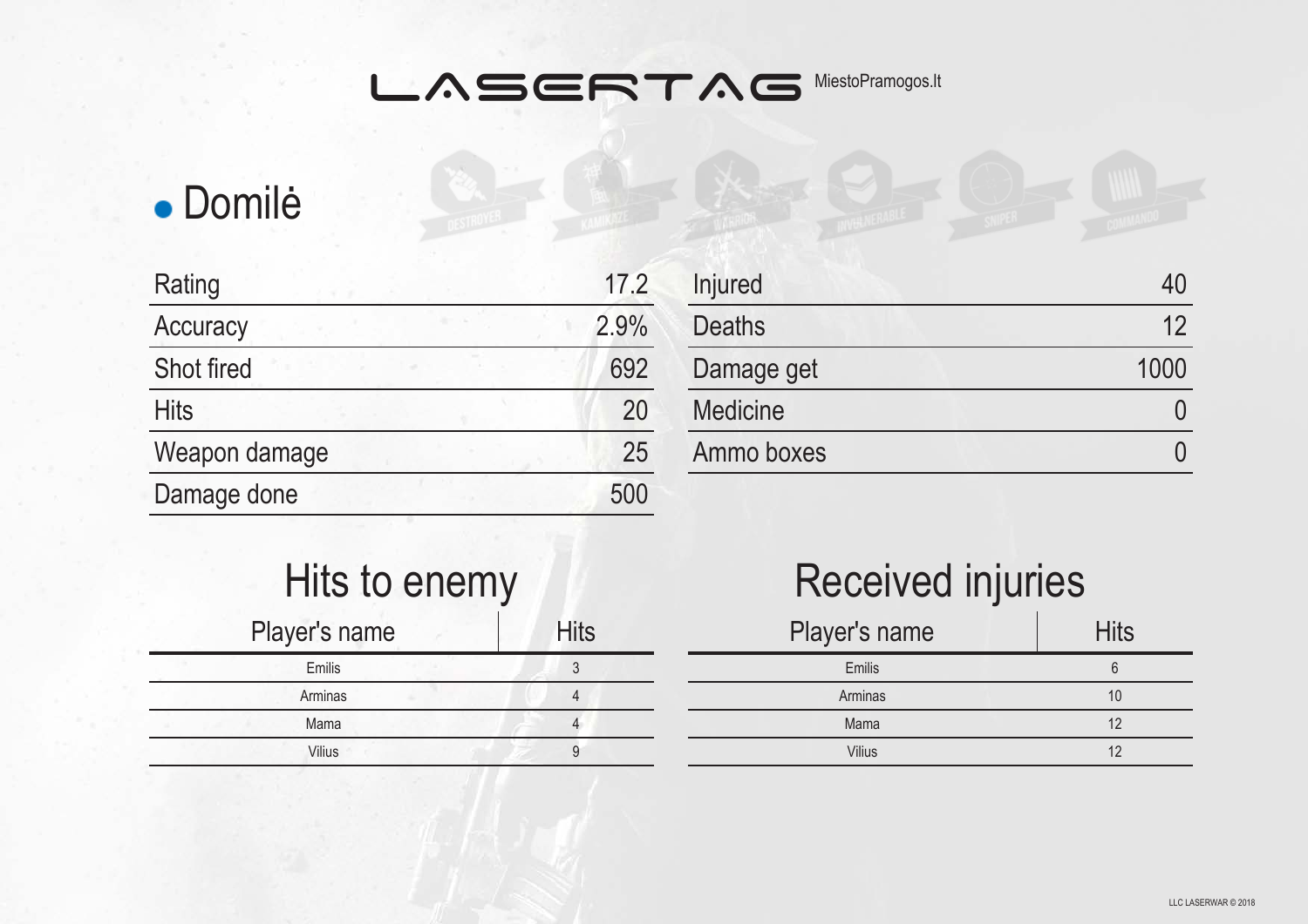# LASERTAG

MiestoPramogos.lt

## Domilė

| | |
|---|---|
| Rating | 17.2 |
| Accuracy | 2.9% |
| Shot fired | 692 |
| Hits | 20 |
| Weapon damage | 25 |
| Damage done | 500 |

| | |
|---|---|
| Injured | 40 |
| Deaths | 12 |
| Damage get | 1000 |
| Medicine | 0 |
| Ammo boxes | 0 |

## Hits to enemy

| Player's name | Hits |
|---|---|
| Emilis | 3 |
| Arminas | 4 |
| Mama | 4 |
| Vilius | 9 |

## Received injuries

| Player's name | Hits |
|---|---|
| Emilis | 6 |
| Arminas | 10 |
| Mama | 12 |
| Vilius | 12 |

LLC LASERWAR © 2018